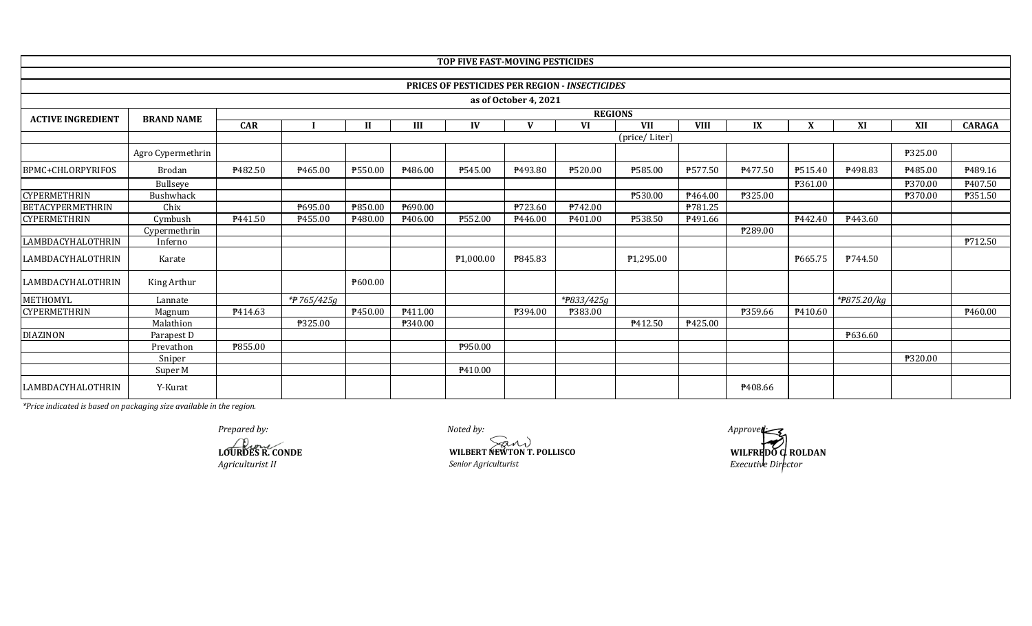# TOP FIVE FAST-MOVING PESTICIDES

## PRICES OF PESTICIDES PER REGION - *INSECTICIDES*

### as of October 4, 2021

| ACTIVE INGREDIENT | BRAND NAME | REGIONS | | | | | | | | | | | | | |
|---|---|---|---|---|---|---|---|---|---|---|---|---|---|---|---|
| | | CAR | I | II | III | IV | V | VI | VII | VIII | IX | X | XI | XII | CARAGA |
| | | | (price/ Liter) | | | | | | | | | | | | |
| | Agro Cypermethrin | | | | | | | | | | | | | ₱325.00 | |
| BPMC+CHLORPYRIFOS | Brodan | ₱482.50 | ₱465.00 | ₱550.00 | ₱486.00 | ₱545.00 | ₱493.80 | ₱520.00 | ₱585.00 | ₱577.50 | ₱477.50 | ₱515.40 | ₱498.83 | ₱485.00 | ₱489.16 |
| | Bullseye | | | | | | | | | | | ₱361.00 | | ₱370.00 | ₱407.50 |
| CYPERMETHRIN | Bushwhack | | | | | | | | ₱530.00 | ₱464.00 | ₱325.00 | | | ₱370.00 | ₱351.50 |
| BETACYPERMETHRIN | Chix | | ₱695.00 | ₱850.00 | ₱690.00 | | ₱723.60 | ₱742.00 | | ₱781.25 | | | | | |
| CYPERMETHRIN | Cymbush | ₱441.50 | ₱455.00 | ₱480.00 | ₱406.00 | ₱552.00 | ₱446.00 | ₱401.00 | ₱538.50 | ₱491.66 | | ₱442.40 | ₱443.60 | | |
| | Cypermethrin | | | | | | | | | | ₱289.00 | | | | |
| LAMBDACYHALOTHRIN | Inferno | | | | | | | | | | | | | | ₱712.50 |
| LAMBDACYHALOTHRIN | Karate | | | | | ₱1,000.00 | ₱845.83 | | ₱1,295.00 | | | ₱665.75 | ₱744.50 | | |
| LAMBDACYHALOTHRIN | King Arthur | | | ₱600.00 | | | | | | | | | | | |
| METHOMYL | Lannate | | *₱765/425g | | | | | *₱833/425g | | | | | *₱875.20/kg | | |
| CYPERMETHRIN | Magnum | ₱414.63 | | ₱450.00 | ₱411.00 | | ₱394.00 | ₱383.00 | | | ₱359.66 | ₱410.60 | | | ₱460.00 |
| | Malathion | | ₱325.00 | | ₱340.00 | | | | ₱412.50 | ₱425.00 | | | | | |
| DIAZINON | Parapest D | | | | | | | | | | | | ₱636.60 | | |
| | Prevathon | ₱855.00 | | | | ₱950.00 | | | | | | | | | |
| | Sniper | | | | | | | | | | | | | ₱320.00 | |
| | Super M | | | | | ₱410.00 | | | | | | | | | |
| LAMBDACYHALOTHRIN | Y-Kurat | | | | | | | | | | ₱408.66 | | | | |

*\*Price indicated is based on packaging size available in the region.*

*Prepared by:*
**LOURDES R. CONDE**
*Agriculturist II*

*Noted by:*
**WILBERT NEWTON T. POLLISCO**
*Senior Agriculturist*

*Approved:*
**WILFREDO C. ROLDAN**
*Executive Director*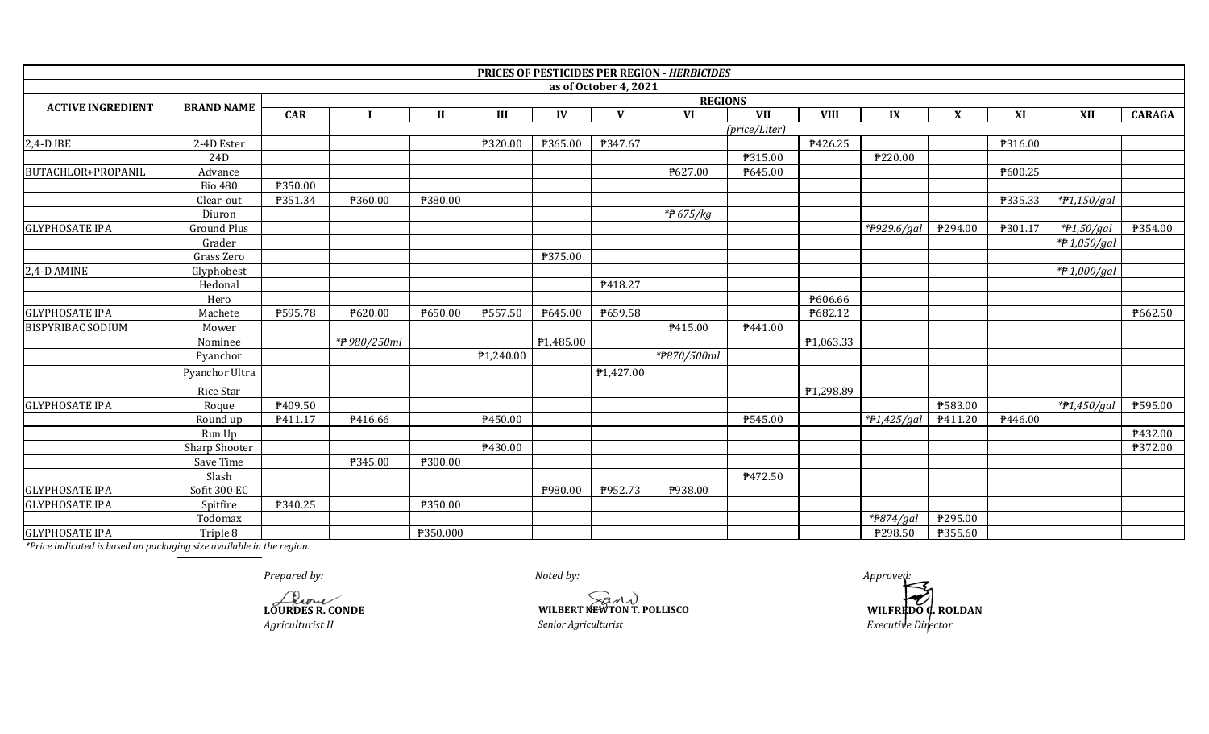| ACTIVE INGREDIENT | BRAND NAME | REGIONS | | | | | | | | | | | | | |
|---|---|---|---|---|---|---|---|---|---|---|---|---|---|---|---|
| | | CAR | I | II | III | IV | V | VI | VII | VIII | IX | X | XI | XII | CARAGA |
| | | | | | | | | (price/Liter) | | | | | | | |
| 2,4-D IBE | 2-4D Ester | | | | ₱320.00 | ₱365.00 | ₱347.67 | | | ₱426.25 | | | ₱316.00 | | |
| | 24D | | | | | | | | ₱315.00 | | ₱220.00 | | | | |
| BUTACHLOR+PROPANIL | Advance | | | | | | | ₱627.00 | ₱645.00 | | | | ₱600.25 | | |
| | Bio 480 | ₱350.00 | | | | | | | | | | | | | |
| | Clear-out | ₱351.34 | ₱360.00 | ₱380.00 | | | | | | | | | ₱335.33 | *₱1,150/gal | |
| | Diuron | | | | | | | *₱ 675/kg | | | | | | | |
| GLYPHOSATE IPA | Ground Plus | | | | | | | | | | *₱929.6/gal | ₱294.00 | ₱301.17 | *₱1,50/gal | ₱354.00 |
| | Grader | | | | | | | | | | | | | *₱ 1,050/gal | |
| | Grass Zero | | | | | ₱375.00 | | | | | | | | | |
| 2,4-D AMINE | Glyphobest | | | | | | | | | | | | | *₱ 1,000/gal | |
| | Hedonal | | | | | | ₱418.27 | | | | | | | | |
| | Hero | | | | | | | | | ₱606.66 | | | | | |
| GLYPHOSATE IPA | Machete | ₱595.78 | ₱620.00 | ₱650.00 | ₱557.50 | ₱645.00 | ₱659.58 | | | ₱682.12 | | | | | ₱662.50 |
| BISPYRIBAC SODIUM | Mower | | | | | | | ₱415.00 | ₱441.00 | | | | | | |
| | Nominee | | *₱ 980/250ml | | | ₱1,485.00 | | | | ₱1,063.33 | | | | | |
| | Pyanchor | | | | ₱1,240.00 | | | *₱870/500ml | | | | | | | |
| | Pyanchor Ultra | | | | | | ₱1,427.00 | | | | | | | | |
| | Rice Star | | | | | | | | | ₱1,298.89 | | | | | |
| GLYPHOSATE IPA | Roque | ₱409.50 | | | | | | | | | | ₱583.00 | | *₱1,450/gal | ₱595.00 |
| | Round up | ₱411.17 | ₱416.66 | | ₱450.00 | | | | ₱545.00 | | *₱1,425/gal | ₱411.20 | ₱446.00 | | |
| | Run Up | | | | | | | | | | | | | | ₱432.00 |
| | Sharp Shooter | | | | ₱430.00 | | | | | | | | | | ₱372.00 |
| | Save Time | | ₱345.00 | ₱300.00 | | | | | | | | | | | |
| | Slash | | | | | | | | ₱472.50 | | | | | | |
| GLYPHOSATE IPA | Sofit 300 EC | | | | | ₱980.00 | ₱952.73 | ₱938.00 | | | | | | | |
| GLYPHOSATE IPA | Spitfire | ₱340.25 | | ₱350.00 | | | | | | | | | | | |
| | Todomax | | | | | | | | | | *₱874/gal | ₱295.00 | | | |
| GLYPHOSATE IPA | Triple 8 | | | ₱350.000 | | | | | | | ₱298.50 | ₱355.60 | | | |

*Price indicated is based on packaging size available in the region.*

*Prepared by:*

**LOURDES R. CONDE**
*Agriculturist II*

*Noted by:*

**WILBERT NEWTON T. POLLISCO**
*Senior Agriculturist*

*Approved:*

**WILFREDO C. ROLDAN**
*Executive Director*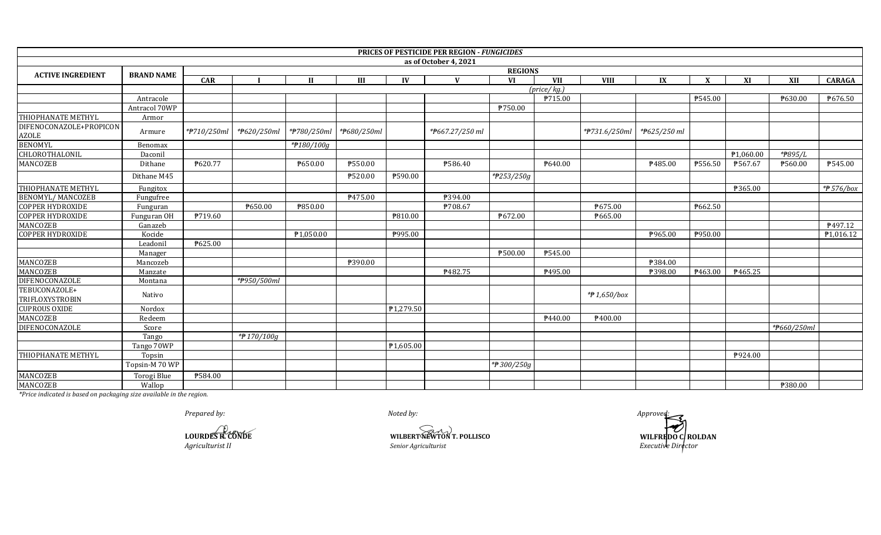## PRICES OF PESTICIDE PER REGION - *FUNGICIDES*

as of October 4, 2021

| ACTIVE INGREDIENT | BRAND NAME | REGIONS | | | | | | | | | | | | | |
|---|---|---|---|---|---|---|---|---|---|---|---|---|---|---|---|
| | | CAR | I | II | III | IV | V | VI | VII | VIII | IX | X | XI | XII | CARAGA |
| | | | | | | | | | *(price/ kg.)* | | | | | | |
| | Antracole | | | | | | | | ₱715.00 | | | ₱545.00 | | ₱630.00 | ₱676.50 |
| | Antracol 70WP | | | | | | | ₱750.00 | | | | | | | |
| THIOPHANATE METHYL | Armor | | | | | | | | | | | | | | |
| DIFENOCONAZOLE+PROPICONAZOLE | Armure | *₱710/250ml | *₱620/250ml | *₱780/250ml | *₱680/250ml | | *₱667.27/250 ml | | | *₱731.6/250ml | *₱625/250 ml | | | | |
| BENOMYL | Benomax | | | *₱180/100g | | | | | | | | | | | |
| CHLOROTHALONIL | Daconil | | | | | | | | | | | | ₱1,060.00 | *₱895/L | |
| MANCOZEB | Dithane | ₱620.77 | | ₱650.00 | ₱550.00 | | ₱586.40 | | ₱640.00 | | ₱485.00 | ₱556.50 | ₱567.67 | ₱560.00 | ₱545.00 |
| | Dithane M45 | | | | ₱520.00 | ₱590.00 | | *₱253/250g | | | | | | | |
| THIOPHANATE METHYL | Fungitox | | | | | | | | | | | | ₱365.00 | | *₱ 576/box |
| BENOMYL/ MANCOZEB | Fungufree | | | | ₱475.00 | | ₱394.00 | | | | | | | | |
| COPPER HYDROXIDE | Funguran | | ₱650.00 | ₱850.00 | | | ₱708.67 | | | ₱675.00 | | ₱662.50 | | | |
| COPPER HYDROXIDE | Funguran OH | ₱719.60 | | | | ₱810.00 | | ₱672.00 | | ₱665.00 | | | | | |
| MANCOZEB | Ganazeb | | | | | | | | | | | | | | ₱497.12 |
| COPPER HYDROXIDE | Kocide | | | ₱1,050.00 | | ₱995.00 | | | | | ₱965.00 | ₱950.00 | | | ₱1,016.12 |
| | Leadonil | ₱625.00 | | | | | | | | | | | | | |
| | Manager | | | | | | | ₱500.00 | ₱545.00 | | | | | | |
| MANCOZEB | Mancozeb | | | | ₱390.00 | | | | | | ₱384.00 | | | | |
| MANCOZEB | Manzate | | | | | | ₱482.75 | | ₱495.00 | | ₱398.00 | ₱463.00 | ₱465.25 | | |
| DIFENOCONAZOLE | Montana | | *₱950/500ml | | | | | | | | | | | | |
| TEBUCONAZOLE+ TRIFLOXYSTROBIN | Nativo | | | | | | | | | *₱ 1,650/box | | | | | |
| CUPROUS OXIDE | Nordox | | | | | ₱1,279.50 | | | | | | | | | |
| MANCOZEB | Redeem | | | | | | | | ₱440.00 | ₱400.00 | | | | | |
| DIFENOCONAZOLE | Score | | | | | | | | | | | | | *₱660/250ml | |
| | Tango | | *₱ 170/100g | | | | | | | | | | | | |
| | Tango 70WP | | | | | ₱1,605.00 | | | | | | | | | |
| THIOPHANATE METHYL | Topsin | | | | | | | | | | | | ₱924.00 | | |
| | Topsin-M 70 WP | | | | | | | *₱ 300/250g | | | | | | | |
| MANCOZEB | Torogi Blue | ₱584.00 | | | | | | | | | | | | | |
| MANCOZEB | Wallop | | | | | | | | | | | | | ₱380.00 | |

*Price indicated is based on packaging size available in the region.

*Prepared by:*

**LOURDES R. CONDE**
*Agriculturist II*

*Noted by:*

**WILBERT NEWTON T. POLLISCO**
*Senior Agriculturist*

*Approved:*

**WILFREDO C. ROLDAN**
*Executive Director*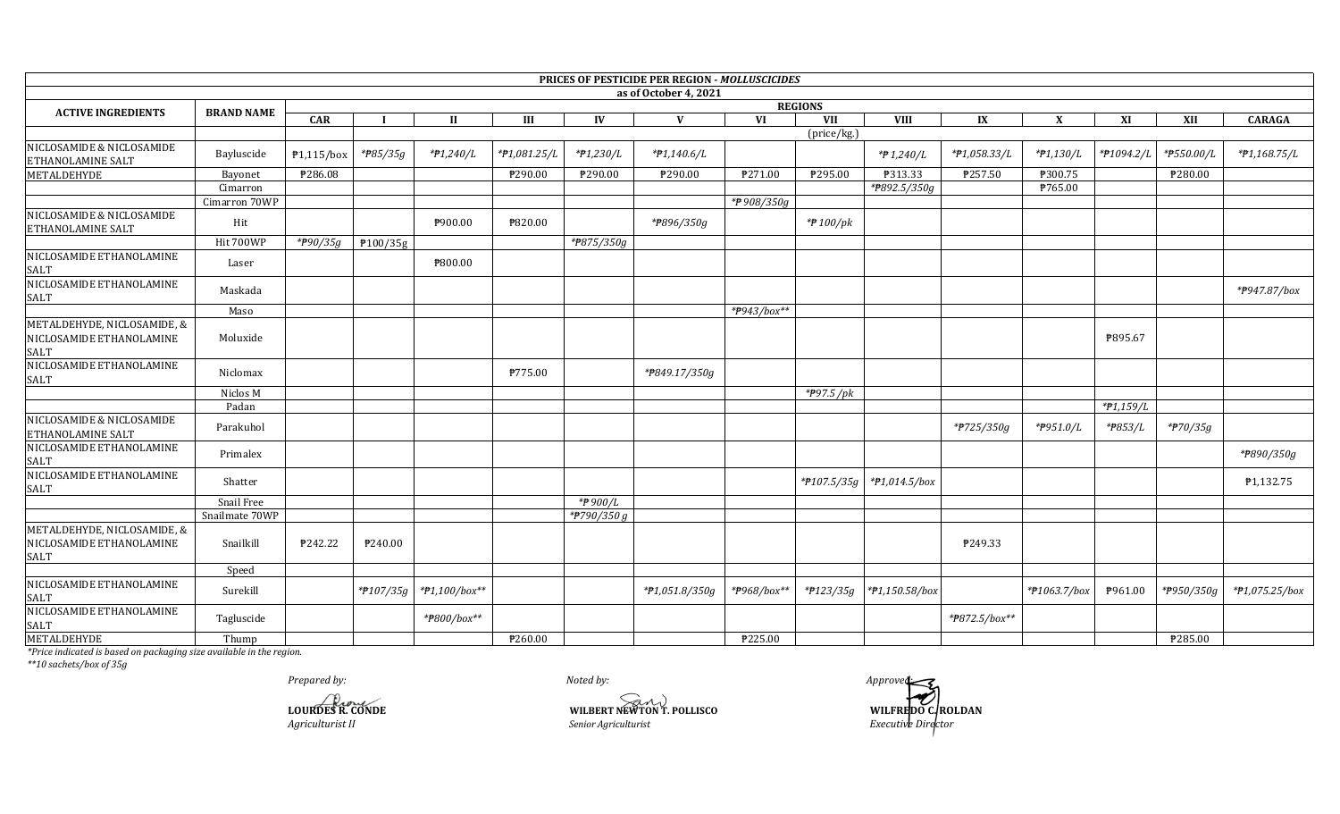**PRICES OF PESTICIDE PER REGION - *MOLLUSCICIDES***

**as of October 4, 2021**

| ACTIVE INGREDIENTS | BRAND NAME | CAR | I | II | III | IV | V | VI | VII | VIII | IX | X | XI | XII | CARAGA |
|---|---|---|---|---|---|---|---|---|---|---|---|---|---|---|---|
| | | | | | | | | | (price/kg.) | | | | | | |
| NICLOSAMIDE & NICLOSAMIDE ETHANOLAMINE SALT | Bayluscide | ₱1,115/box | *₱85/35g | *₱1,240/L | *₱1,081.25/L | *₱1,230/L | *₱1,140.6/L | | | *₱ 1,240/L | *₱1,058.33/L | *₱1,130/L | *₱1094.2/L | *₱550.00/L | *₱1,168.75/L |
| METALDEHYDE | Bayonet | ₱286.08 | | | ₱290.00 | ₱290.00 | ₱290.00 | ₱271.00 | ₱295.00 | ₱313.33 | ₱257.50 | ₱300.75 | | ₱280.00 | |
| | Cimarron | | | | | | | | | *₱892.5/350g | | ₱765.00 | | | |
| | Cimarron 70WP | | | | | | | *₱ 908/350g | | | | | | | |
| NICLOSAMIDE & NICLOSAMIDE ETHANOLAMINE SALT | Hit | | | ₱900.00 | ₱820.00 | | *₱896/350g | | *₱ 100/pk | | | | | | |
| | Hit 700WP | *₱90/35g | ₱100/35g | | | *₱875/350g | | | | | | | | | |
| NICLOSAMIDE ETHANOLAMINE SALT | Laser | | | ₱800.00 | | | | | | | | | | | |
| NICLOSAMIDE ETHANOLAMINE SALT | Maskada | | | | | | | | | | | | | | *₱947.87/box |
| | Maso | | | | | | | *₱943/box** | | | | | | | |
| METALDEHYDE, NICLOSAMIDE, & NICLOSAMIDE ETHANOLAMINE SALT | Moluxide | | | | | | | | | | | | ₱895.67 | | |
| NICLOSAMIDE ETHANOLAMINE SALT | Niclomax | | | | ₱775.00 | | *₱849.17/350g | | | | | | | | |
| | Niclos M | | | | | | | | *₱97.5 /pk | | | | | | |
| | Padan | | | | | | | | | | | | *₱1,159/L | | |
| NICLOSAMIDE & NICLOSAMIDE ETHANOLAMINE SALT | Parakuhol | | | | | | | | | | *₱725/350g | *₱951.0/L | *₱853/L | *₱70/35g | |
| NICLOSAMIDE ETHANOLAMINE SALT | Primalex | | | | | | | | | | | | | | *₱890/350g |
| NICLOSAMIDE ETHANOLAMINE SALT | Shatter | | | | | | | | *₱107.5/35g | *₱1,014.5/box | | | | | ₱1,132.75 |
| | Snail Free | | | | | *₱ 900/L | | | | | | | | | |
| | Snailmate 70WP | | | | | *₱790/350 g | | | | | | | | | |
| METALDEHYDE, NICLOSAMIDE, & NICLOSAMIDE ETHANOLAMINE SALT | Snailkill | ₱242.22 | ₱240.00 | | | | | | | | ₱249.33 | | | | |
| | Speed | | | | | | | | | | | | | | |
| NICLOSAMIDE ETHANOLAMINE SALT | Surekill | | *₱107/35g | *₱1,100/box** | | | *₱1,051.8/350g | *₱968/box** | *₱123/35g | *₱1,150.58/box | | *₱1063.7/box | ₱961.00 | *₱950/350g | *₱1,075.25/box |
| NICLOSAMIDE ETHANOLAMINE SALT | Tagluscide | | | *₱800/box** | | | | | | | *₱872.5/box** | | | | |
| METALDEHYDE | Thump | | | | ₱260.00 | | | ₱225.00 | | | | | | ₱285.00 | |

*\*Price indicated is based on packaging size available in the region.*

*\*\*10 sachets/box of 35g*

*Prepared by:*

**LOURDES R. CONDE**
*Agriculturist II*

*Noted by:*

**WILBERT NEWTON T. POLLISCO**
*Senior Agriculturist*

*Approved:*

**WILFREDO C. ROLDAN**
*Executive Director*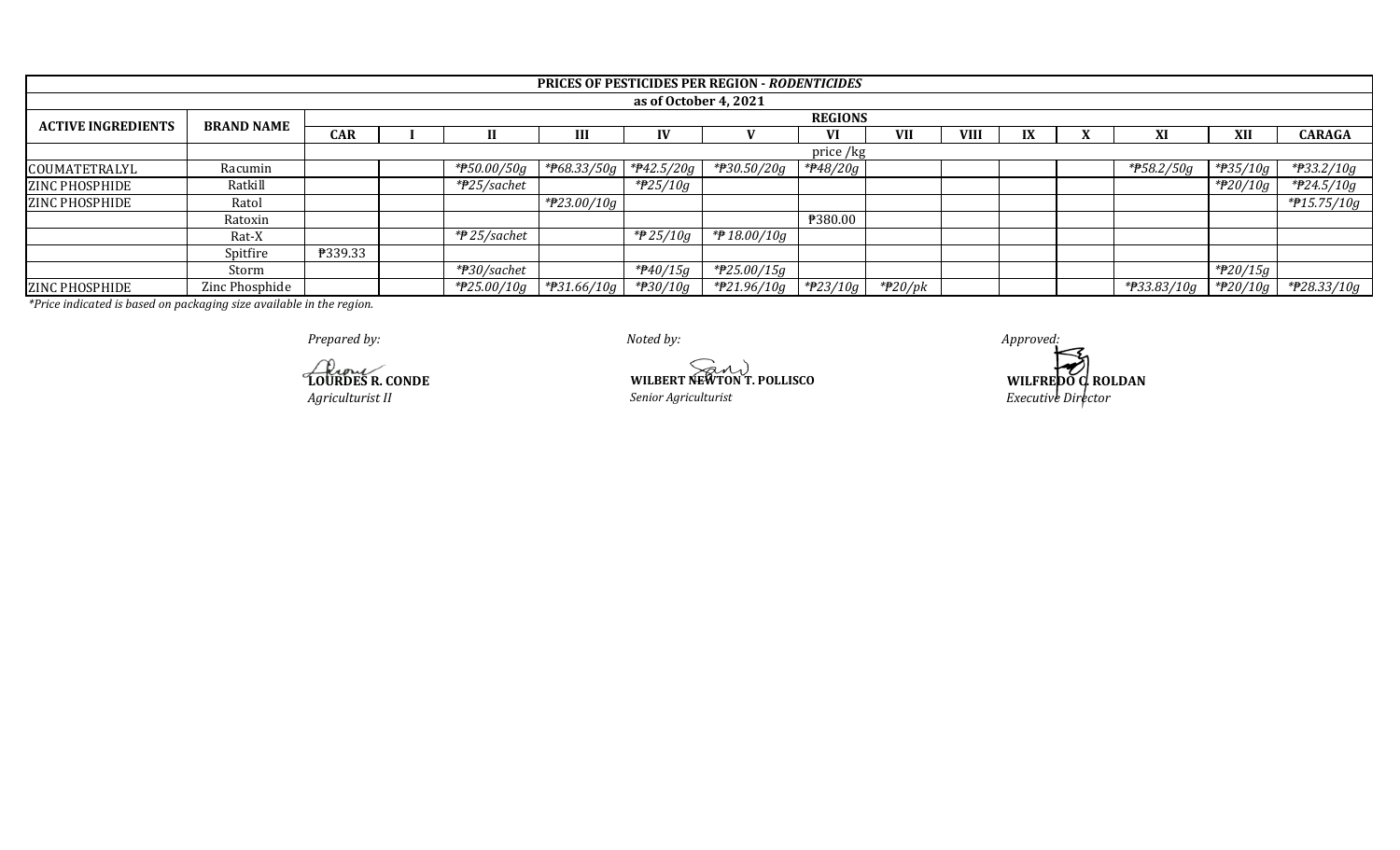| PRICES OF PESTICIDES PER REGION - *RODENTICIDES* | | | | | | | | | | | | | | | | |
|---|---|---|---|---|---|---|---|---|---|---|---|---|---|---|---|---|
| as of October 4, 2021 | | | | | | | | | | | | | | | | |
| **ACTIVE INGREDIENTS** | **BRAND NAME** | **REGIONS** | | | | | | | | | | | | | | |
| | | **CAR** | **I** | **II** | **III** | **IV** | **V** | **VI** | **VII** | **VIII** | **IX** | **X** | **XI** | **XII** | **CARAGA** |
| | | price /kg | | | | | | | | | | | | | | |
| COUMATETRALYL | Racumin | | | *₱50.00/50g | *₱68.33/50g | *₱42.5/20g | *₱30.50/20g | *₱48/20g | | | | | *₱58.2/50g | *₱35/10g | *₱33.2/10g |
| ZINC PHOSPHIDE | Ratkill | | | *₱25/sachet | | *₱25/10g | | | | | | | | *₱20/10g | *₱24.5/10g |
| ZINC PHOSPHIDE | Ratol | | | | *₱23.00/10g | | | | | | | | | | *₱15.75/10g |
| | Ratoxin | | | | | | | ₱380.00 | | | | | | | |
| | Rat-X | | | *₱ 25/sachet | | *₱ 25/10g | *₱ 18.00/10g | | | | | | | | |
| | Spitfire | ₱339.33 | | | | | | | | | | | | | |
| | Storm | | | *₱30/sachet | | *₱40/15g | *₱25.00/15g | | | | | | | *₱20/15g | |
| ZINC PHOSPHIDE | Zinc Phosphide | | | *₱25.00/10g | *₱31.66/10g | *₱30/10g | *₱21.96/10g | *₱23/10g | *₱20/pk | | | | *₱33.83/10g | *₱20/10g | *₱28.33/10g |

*Price indicated is based on packaging size available in the region.*

*Prepared by:*

**LOURDES R. CONDE**
*Agriculturist II*

*Noted by:*

**WILBERT NEWTON T. POLLISCO**
*Senior Agriculturist*

*Approved:*

**WILFREDO C. ROLDAN**
*Executive Director*